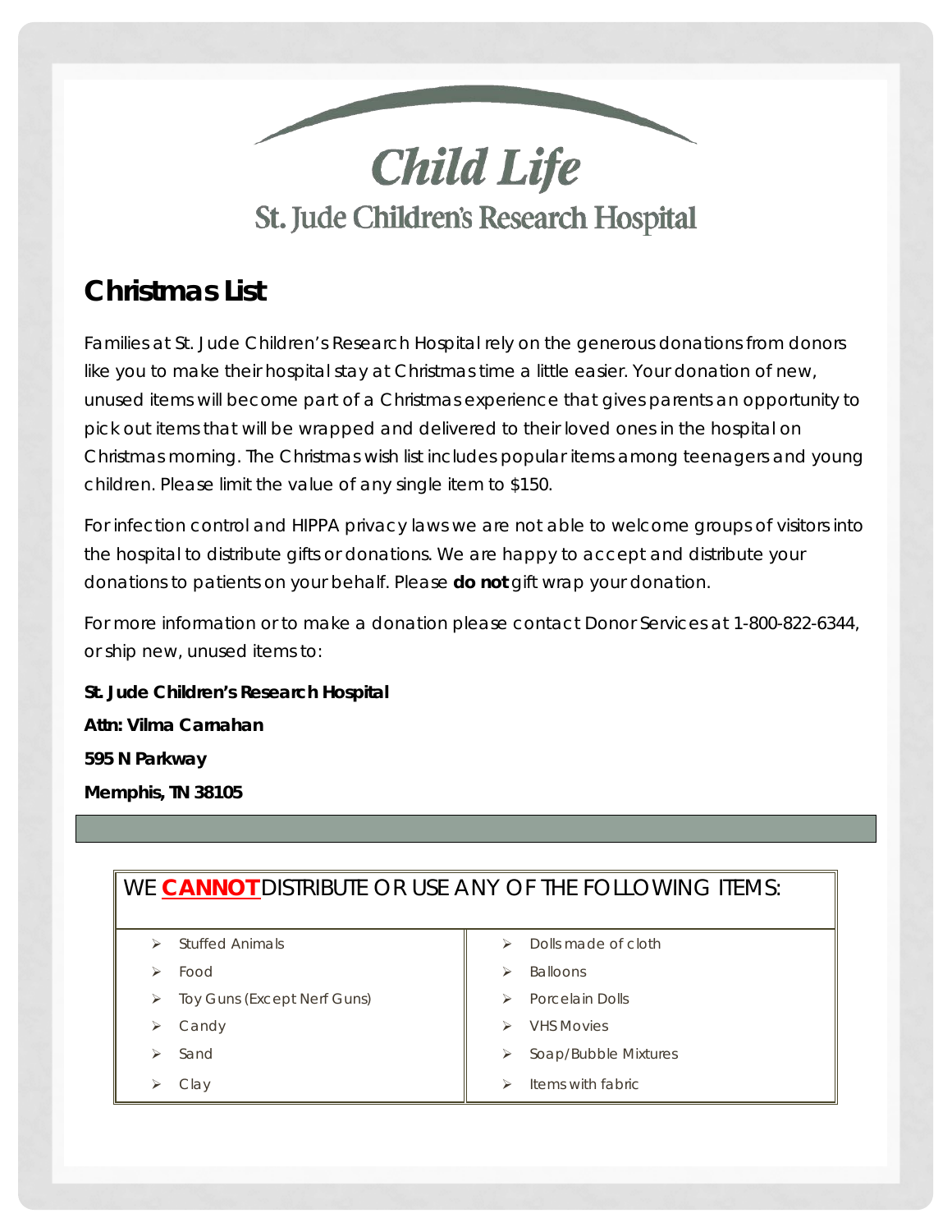# Child Life

## St. Jude Children's Research Hospital

## Christmas List

Families at St. Jude Children's Research Hospital rely on the generous donations from donors like you to make their hospital stay at Christmas time a little easier. Your donation of new, unused items will become part of a Christmas experience that gives parents an opportunity to pick out items that will be wrapped and delivered to their loved ones in the hospital on Christmas morning. The Christmas wish list includes popular items among teenagers and young children. Please limit the value of any single item to $150.

For infection control and HIPPA privacy laws we are not able to welcome groups of visitors into the hospital to distribute gifts or donations. We are happy to accept and distribute your donations to patients on your behalf. Please **do not** gift wrap your donation.

For more information or to make a donation please contact Donor Services at 1-800-822-6344, or ship new, unused items to:

**St. Jude Children's Research Hospital**

**Attn: Vilma Carnahan**

**595 N Parkway**

**Memphis, TN 38105**

| WE **CANNOT** DISTRIBUTE OR USE ANY OF THE FOLLOWING ITEMS: | |
|---|---|
| ➢ Stuffed Animals | ➢ Dolls made of cloth |
| ➢ Food | ➢ Balloons |
| ➢ Toy Guns (Except Nerf Guns) | ➢ Porcelain Dolls |
| ➢ Candy | ➢ VHS Movies |
| ➢ Sand | ➢ Soap/Bubble Mixtures |
| ➢ Clay | ➢ Items with fabric |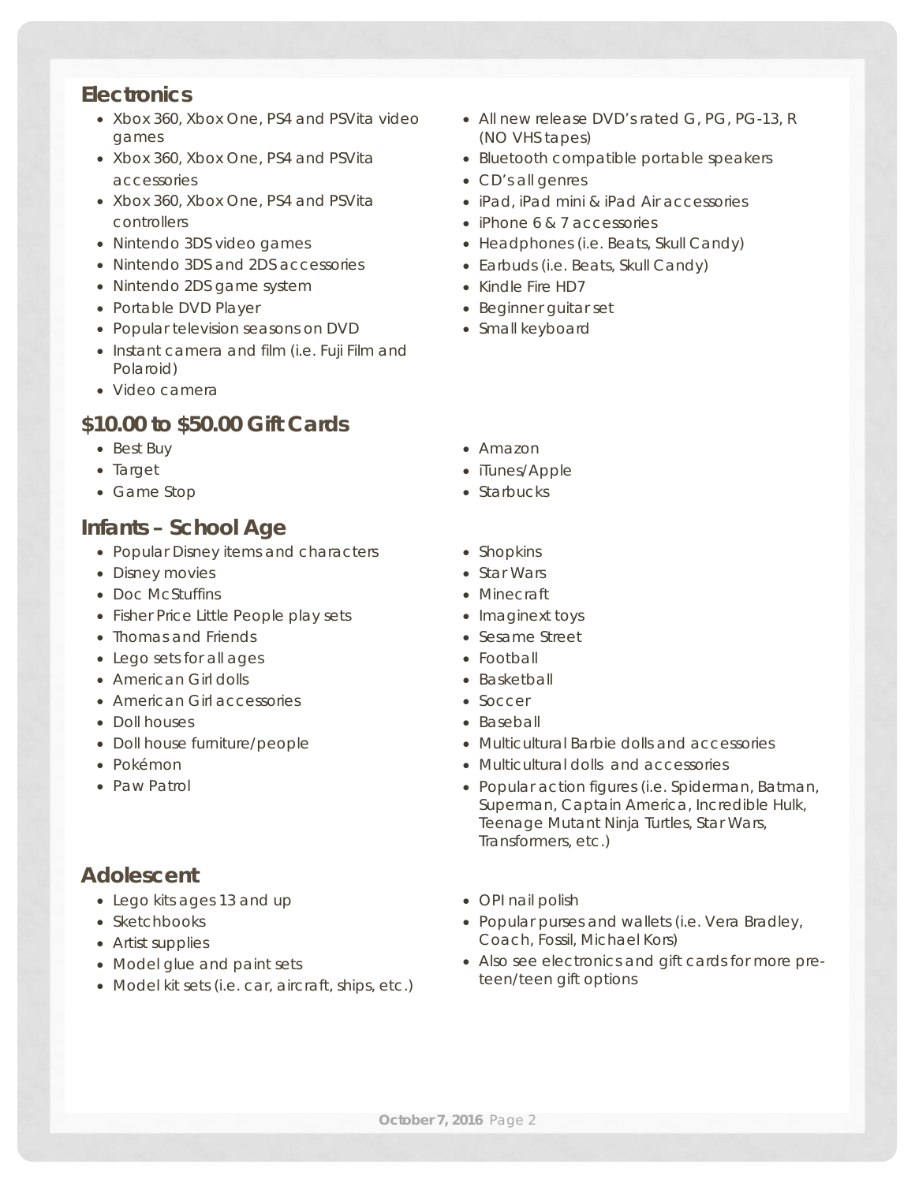## Electronics

- Xbox 360, Xbox One, PS4 and PSVita video games
- Xbox 360, Xbox One, PS4 and PSVita accessories
- Xbox 360, Xbox One, PS4 and PSVita controllers
- Nintendo 3DS video games
- Nintendo 3DS and 2DS accessories
- Nintendo 2DS game system
- Portable DVD Player
- Popular television seasons on DVD
- Instant camera and film (i.e. Fuji Film and Polaroid)
- Video camera
- All new release DVD's rated G, PG, PG-13, R (NO VHS tapes)
- Bluetooth compatible portable speakers
- CD's all genres
- iPad, iPad mini & iPad Air accessories
- iPhone 6 & 7 accessories
- Headphones (i.e. Beats, Skull Candy)
- Earbuds (i.e. Beats, Skull Candy)
- Kindle Fire HD7
- Beginner guitar set
- Small keyboard

## $10.00 to $50.00 Gift Cards

- Best Buy
- Target
- Game Stop
- Amazon
- iTunes/Apple
- Starbucks

## Infants – School Age

- Popular Disney items and characters
- Disney movies
- Doc McStuffins
- Fisher Price Little People play sets
- Thomas and Friends
- Lego sets for all ages
- American Girl dolls
- American Girl accessories
- Doll houses
- Doll house furniture/people
- Pokémon
- Paw Patrol
- Shopkins
- Star Wars
- Minecraft
- Imaginext toys
- Sesame Street
- Football
- Basketball
- Soccer
- Baseball
- Multicultural Barbie dolls and accessories
- Multicultural dolls and accessories
- Popular action figures (i.e. Spiderman, Batman, Superman, Captain America, Incredible Hulk, Teenage Mutant Ninja Turtles, Star Wars, Transformers, etc.)

## Adolescent

- Lego kits ages 13 and up
- Sketchbooks
- Artist supplies
- Model glue and paint sets
- Model kit sets (i.e. car, aircraft, ships, etc.)
- OPI nail polish
- Popular purses and wallets (i.e. Vera Bradley, Coach, Fossil, Michael Kors)
- Also see electronics and gift cards for more pre-teen/teen gift options